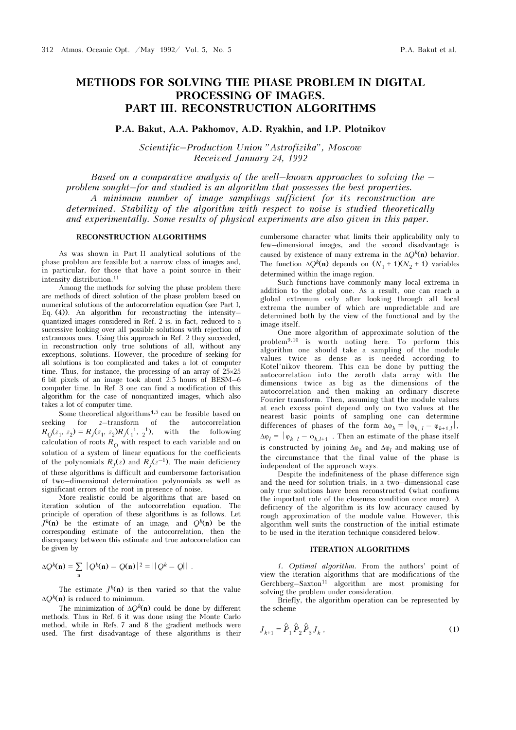# METHODS FOR SOLVING THE PHASE PROBLEM IN DIGITAL PROCESSING OF IMAGES. PART III. RECONSTRUCTION ALGORITHMS

**P.A. Bakut, A.A. Pakhomov, A.D. Ryakhin, and I.P. Plotnikov**

*Scientific–Production Union "Astrofizika", Moscow*
*Received January 24, 1992*

*Based on a comparative analysis of the well–known approaches to solving the – problem sought–for and studied is an algorithm that possesses the best properties. A minimum number of image samplings sufficient for its reconstruction are determined. Stability of the algorithm with respect to noise is studied theoretically and experimentally. Some results of physical experiments are also given in this paper.*

## RECONSTRUCTION ALGORITHMS

As was shown in Part II analytical solutions of the phase problem are feasible but a narrow class of images and, in particular, for those that have a point source in their intensity distribution.[11]

Among the methods for solving the phase problem there are methods of direct solution of the phase problem based on numerical solutions of the autocorrelation equation (see Part I, Eq. (4)). An algorithm for reconstructing the intensity–quantized images considered in Ref. 2 is, in fact, reduced to a successive looking over all possible solutions with rejection of extraneous ones. Using this approach in Ref. 2 they succeeded, in reconstruction only true solutions of all, without any exceptions, solutions. However, the procedure of seeking for all solutions is too complicated and takes a lot of computer time. Thus, for instance, the processing of an array of 25×25 6 bit pixels of an image took about 2.5 hours of BESM–6 computer time. In Ref. 3 one can find a modification of this algorithm for the case of nonquantized images, which also takes a lot of computer time.

Some theoretical algorithms[4,5] can be feasible based on seeking for $z$–transform of the autocorrelation $R_Q(z_1, z_2) = R_J(z_1, z_2)R_J(z_1^{-1}, z_2^{-1})$, with the following calculation of roots $R_Q$ with respect to each variable and on solution of a system of linear equations for the coefficients of the polynomials $R_J(z)$ and $R_J(z^{-1})$. The main deficiency of these algorithms is difficult and cumbersome factorisation of two–dimensional determination polynomials as well as significant errors of the root in presence of noise.

More realistic could be algorithms that are based on iteration solution of the autocorrelation equation. The principle of operation of these algorithms is as follows. Let $J^k(\mathbf{n})$ be the estimate of an image, and $Q^k(\mathbf{n})$ be the corresponding estimate of the autocorrelation, then the discrepancy between this estimate and true autocorrelation can be given by

$$\Delta Q^k(\mathbf{n}) = \sum_{\mathbf{n}} |Q^k(\mathbf{n}) - Q(\mathbf{n})|^2 = ||Q^k - Q|| \ .$$

The estimate $J^k(\mathbf{n})$ is then varied so that the value $\Delta Q^k(\mathbf{n})$ is reduced to minimum.

The minimization of $\Delta Q^k(\mathbf{n})$ could be done by different methods. Thus in Ref. 6 it was done using the Monte Carlo method, while in Refs. 7 and 8 the gradient methods were used. The first disadvantage of these algorithms is their cumbersome character what limits their applicability only to few–dimensional images, and the second disadvantage is caused by existence of many extrema in the $\Delta Q^k(\mathbf{n})$ behavior. The function $\Delta Q^k(\mathbf{n})$ depends on $(N_1 + 1)(N_2 + 1)$ variables determined within the image region.

Such functions have commonly many local extrema in addition to the global one. As a result, one can reach a global extremum only after looking through all local extrema the number of which are unpredictable and are determined both by the view of the functional and by the image itself.

One more algorithm of approximate solution of the problem[9,10] is worth noting here. To perform this algorithm one should take a sampling of the module values twice as dense as is needed according to Kotel'nikov theorem. This can be done by putting the autocorrelation into the zeroth data array with the dimensions twice as big as the dimensions of the autocorrelation and then making an ordinary discrete Fourier transform. Then, assuming that the module values at each excess point depend only on two values at the nearest basic points of sampling one can determine differences of phases of the form $\Delta\varphi_k = |\varphi_{k,\,l} - \varphi_{k+1,l}|$, $\Delta\varphi_l = |\varphi_{k,\,l} - \varphi_{k,l+1}|$. Then an estimate of the phase itself is constructed by joining $\Delta\varphi_k$ and $\Delta\varphi_l$ and making use of the circumstance that the final value of the phase is independent of the approach ways.

Despite the indefiniteness of the phase difference sign and the need for solution trials, in a two–dimensional case only true solutions have been reconstructed (what confirms the important role of the closeness condition once more). A deficiency of the algorithm is its low accuracy caused by rough approximation of the module value. However, this algorithm well suits the construction of the initial estimate to be used in the iteration technique considered below.

## ITERATION ALGORITHMS

*1. Optimal algorithm.* From the authors' point of view the iteration algorithms that are modifications of the Gerchberg–Saxton[11] algorithm are most promising for solving the problem under consideration.

Briefly, the algorithm operation can be represented by the scheme

$$J_{k+1} = \hat{P}_1 \hat{P}_2 \hat{P}_3 J_k \ , \tag{1}$$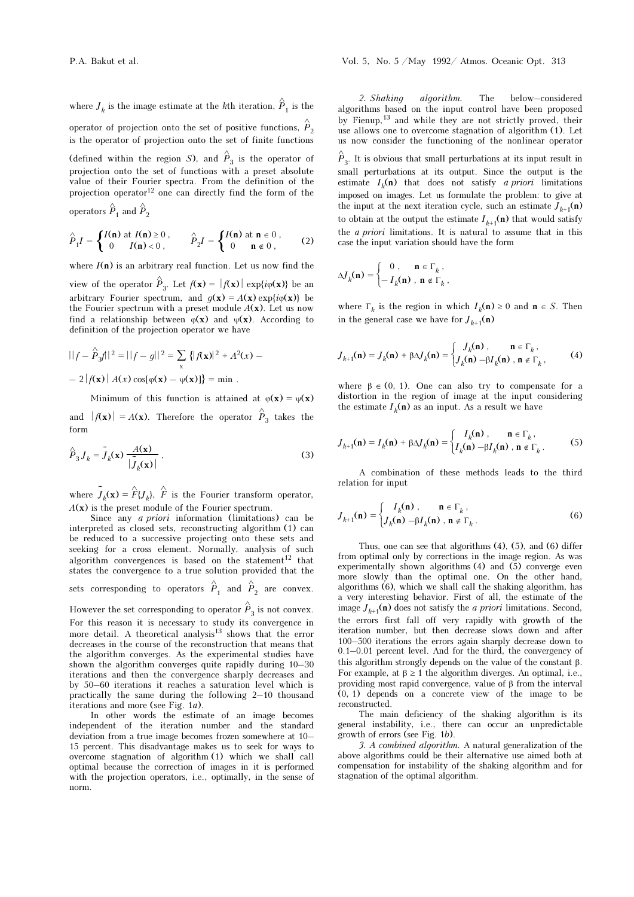where $J_k$ is the image estimate at the $k$th iteration, $\hat{P}_1$ is the operator of projection onto the set of positive functions, $\hat{P}_2$ is the operator of projection onto the set of finite functions (defined within the region $S$), and $\hat{P}_3$ is the operator of projection onto the set of functions with a preset absolute value of their Fourier spectra. From the definition of the projection operator[12] one can directly find the form of the operators $\hat{P}_1$ and $\hat{P}_2$

$$\hat{P}_1 I = \begin{cases} I(\mathbf{n}) \text{ at } I(\mathbf{n}) \geq 0\,, \\ 0 \quad\;\; I(\mathbf{n}) < 0\,, \end{cases} \qquad \hat{P}_2 I = \begin{cases} I(\mathbf{n}) \text{ at } \mathbf{n} \in 0\,, \\ 0 \quad\;\; \mathbf{n} \notin 0\,, \end{cases} \tag{2}$$

where $I(\mathbf{n})$ is an arbitrary real function. Let us now find the view of the operator $\hat{P}_3$. Let $f(\mathbf{x}) = |f(\mathbf{x})| \exp\{i\varphi(\mathbf{x})\}$ be an arbitrary Fourier spectrum, and $g(\mathbf{x}) = A(\mathbf{x}) \exp\{i\varphi(\mathbf{x})\}$ be the Fourier spectrum with a preset module $A(\mathbf{x})$. Let us now find a relationship between $\varphi(\mathbf{x})$ and $\psi(\mathbf{x})$. According to definition of the projection operator we have

$$||f - \hat{P}_3 f||^2 = ||f - g||^2 = \sum_{\mathbf{x}} \{|f(\mathbf{x})|^2 + A^2(x) -$$
$$- 2|f(\mathbf{x})|\, A(x) \cos[\varphi(\mathbf{x}) - \psi(\mathbf{x})]\} = \min\,.$$

Minimum of this function is attained at $\varphi(\mathbf{x}) = \psi(\mathbf{x})$ and $|f(\mathbf{x})| = A(\mathbf{x})$. Therefore the operator $\hat{P}_3$ takes the form

$$\hat{P}_3 J_k = \tilde{J}_k(\mathbf{x}) \frac{A(\mathbf{x})}{|\tilde{J}_k(\mathbf{x})|}\,, \tag{3}$$

where $\tilde{J}_k(\mathbf{x}) = \hat{F}\{J_k\}$, $\hat{F}$ is the Fourier transform operator, $A(\mathbf{x})$ is the preset module of the Fourier spectrum.

Since any *a priori* information (limitations) can be interpreted as closed sets, reconstructing algorithm (1) can be reduced to a successive projecting onto these sets and seeking for a cross element. Normally, analysis of such algorithm convergences is based on the statement[12] that states the convergence to a true solution provided that the sets corresponding to operators $\hat{P}_1$ and $\hat{P}_2$ are convex. However the set corresponding to operator $\hat{P}_3$ is not convex. For this reason it is necessary to study its convergence in more detail. A theoretical analysis[13] shows that the error decreases in the course of the reconstruction that means that the algorithm converges. As the experimental studies have shown the algorithm converges quite rapidly during 10–30 iterations and then the convergence sharply decreases and by 50–60 iterations it reaches a saturation level which is practically the same during the following 2–10 thousand iterations and more (see Fig. 1*a*).

In other words the estimate of an image becomes independent of the iteration number and the standard deviation from a true image becomes frozen somewhere at 10–15 percent. This disadvantage makes us to seek for ways to overcome stagnation of algorithm (1) which we shall call optimal because the correction of images in it is performed with the projection operators, i.e., optimally, in the sense of norm.

*2. Shaking algorithm.* The below-considered algorithms based on the input control have been proposed by Fienup,[13] and while they are not strictly proved, their use allows one to overcome stagnation of algorithm (1). Let us now consider the functioning of the nonlinear operator $\hat{P}_3$. It is obvious that small perturbations at its input result in small perturbations at its output. Since the output is the estimate $I_k(\mathbf{n})$ that does not satisfy *a priori* limitations imposed on images. Let us formulate the problem: to give at the input at the next iteration cycle, such an estimate $J_{k+1}(\mathbf{n})$ to obtain at the output the estimate $I_{k+1}(\mathbf{n})$ that would satisfy the *a priori* limitations. It is natural to assume that in this case the input variation should have the form

$$\Delta J_k(\mathbf{n}) = \begin{cases} 0\,, & \mathbf{n} \in \Gamma_k\,, \\ -I_k(\mathbf{n})\,, & \mathbf{n} \notin \Gamma_k\,, \end{cases}$$

where $\Gamma_k$ is the region in which $I_k(\mathbf{n}) \geq 0$ and $\mathbf{n} \in S$. Then in the general case we have for $J_{k+1}(\mathbf{n})$

$$J_{k+1}(\mathbf{n}) = J_k(\mathbf{n}) + \beta \Delta J_k(\mathbf{n}) = \begin{cases} J_k(\mathbf{n})\,, & \mathbf{n} \in \Gamma_k\,, \\ J_k(\mathbf{n}) - \beta I_k(\mathbf{n})\,, & \mathbf{n} \notin \Gamma_k\,, \end{cases} \tag{4}$$

where $\beta \in (0, 1)$. One can also try to compensate for a distortion in the region of image at the input considering the estimate $I_k(\mathbf{n})$ as an input. As a result we have

$$J_{k+1}(\mathbf{n}) = I_k(\mathbf{n}) + \beta \Delta J_k(\mathbf{n}) = \begin{cases} I_k(\mathbf{n})\,, & \mathbf{n} \in \Gamma_k\,, \\ I_k(\mathbf{n}) - \beta I_k(\mathbf{n})\,, & \mathbf{n} \notin \Gamma_k\,. \end{cases} \tag{5}$$

A combination of these methods leads to the third relation for input

$$J_{k+1}(\mathbf{n}) = \begin{cases} I_k(\mathbf{n})\,, & \mathbf{n} \in \Gamma_k\,, \\ J_k(\mathbf{n}) - \beta I_k(\mathbf{n})\,, & \mathbf{n} \notin \Gamma_k\,. \end{cases} \tag{6}$$

Thus, one can see that algorithms (4), (5), and (6) differ from optimal only by corrections in the image region. As was experimentally shown algorithms (4) and (5) converge even more slowly than the optimal one. On the other hand, algorithms (6), which we shall call the shaking algorithm, has a very interesting behavior. First of all, the estimate of the image $J_{k+1}(\mathbf{n})$ does not satisfy the *a priori* limitations. Second, the errors first fall off very rapidly with growth of the iteration number, but then decrease slows down and after 100–500 iterations the errors again sharply decrease down to 0.1–0.01 percent level. And for the third, the convergency of this algorithm strongly depends on the value of the constant $\beta$. For example, at $\beta \geq 1$ the algorithm diverges. An optimal, i.e., providing most rapid convergence, value of $\beta$ from the interval (0, 1) depends on a concrete view of the image to be reconstructed.

The main deficiency of the shaking algorithm is its general instability, i.e., there can occur an unpredictable growth of errors (see Fig. 1*b*).

*3. A combined algorithm.* A natural generalization of the above algorithms could be their alternative use aimed both at compensation for instability of the shaking algorithm and for stagnation of the optimal algorithm.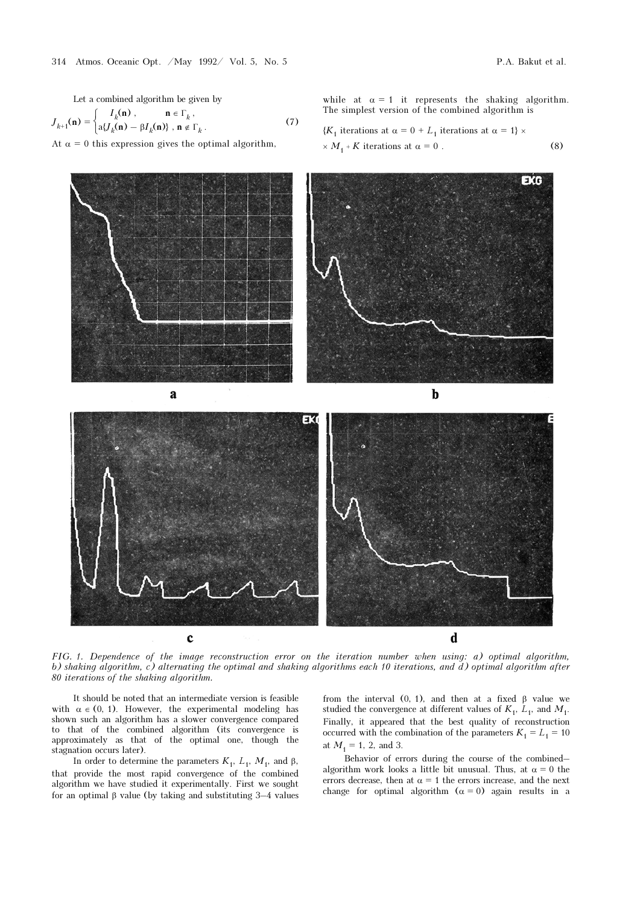Let a combined algorithm be given by

$$J_{k+1}(\mathbf{n}) = \begin{cases} I_k(\mathbf{n}), & \mathbf{n} \in \Gamma_k, \\ \alpha\{J_k(\mathbf{n}) - \beta I_k(\mathbf{n})\}, & \mathbf{n} \notin \Gamma_k. \end{cases} \quad (7)$$

At $\alpha = 0$ this expression gives the optimal algorithm, while at $\alpha = 1$ it represents the shaking algorithm. The simplest version of the combined algorithm is

$$\{K_1 \text{ iterations at } \alpha = 0 + L_1 \text{ iterations at } \alpha = 1\} \times M_1 + K \text{ iterations at } \alpha = 0. \quad (8)$$

*FIG. 1. Dependence of the image reconstruction error on the iteration number when using: a) optimal algorithm, b) shaking algorithm, c) alternating the optimal and shaking algorithms each 10 iterations, and d) optimal algorithm after 80 iterations of the shaking algorithm.*

It should be noted that an intermediate version is feasible with $\alpha \in (0, 1)$. However, the experimental modeling has shown such an algorithm has a slower convergence compared to that of the combined algorithm (its convergence is approximately as that of the optimal one, though the stagnation occurs later).

In order to determine the parameters $K_1$, $L_1$, $M_1$, and $\beta$, that provide the most rapid convergence of the combined algorithm we have studied it experimentally. First we sought for an optimal $\beta$ value (by taking and substituting 3–4 values from the interval (0, 1), and then at a fixed $\beta$ value we studied the convergence at different values of $K_1$, $L_1$, and $M_1$. Finally, it appeared that the best quality of reconstruction occurred with the combination of the parameters $K_1 = L_1 = 10$ at $M_1 = 1$, 2, and 3.

Behavior of errors during the course of the combined-algorithm work looks a little bit unusual. Thus, at $\alpha = 0$ the errors decrease, then at $\alpha = 1$ the errors increase, and the next change for optimal algorithm ($\alpha = 0$) again results in a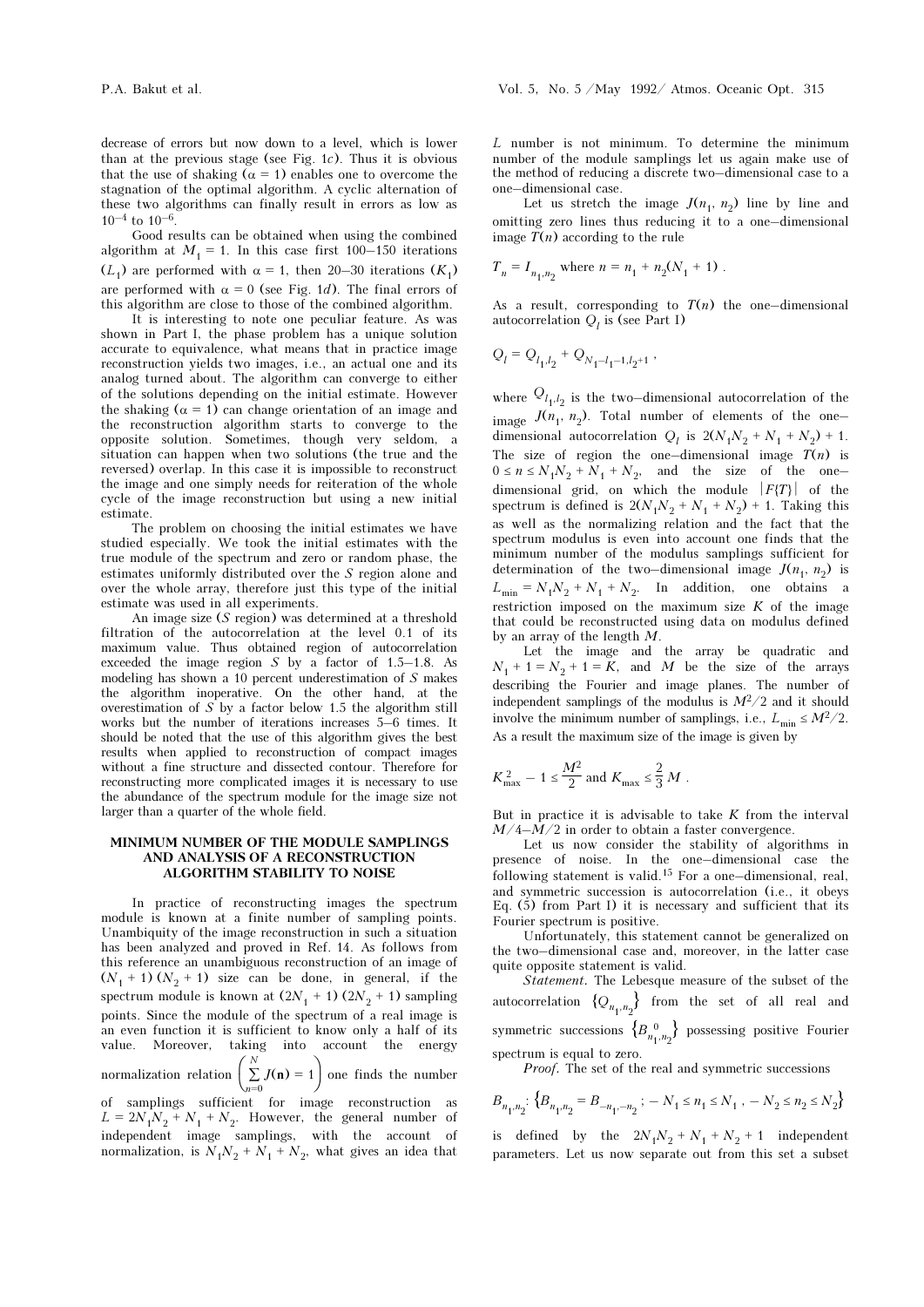decrease of errors but now down to a level, which is lower than at the previous stage (see Fig. 1*c*). Thus it is obvious that the use of shaking ($\alpha = 1$) enables one to overcome the stagnation of the optimal algorithm. A cyclic alternation of these two algorithms can finally result in errors as low as $10^{-4}$ to $10^{-6}$.

Good results can be obtained when using the combined algorithm at $M_1 = 1$. In this case first 100–150 iterations ($L_1$) are performed with $\alpha = 1$, then 20–30 iterations ($K_1$) are performed with $\alpha = 0$ (see Fig. 1*d*). The final errors of this algorithm are close to those of the combined algorithm.

It is interesting to note one peculiar feature. As was shown in Part I, the phase problem has a unique solution accurate to equivalence, what means that in practice image reconstruction yields two images, i.e., an actual one and its analog turned about. The algorithm can converge to either of the solutions depending on the initial estimate. However the shaking ($\alpha = 1$) can change orientation of an image and the reconstruction algorithm starts to converge to the opposite solution. Sometimes, though very seldom, a situation can happen when two solutions (the true and the reversed) overlap. In this case it is impossible to reconstruct the image and one simply needs for reiteration of the whole cycle of the image reconstruction but using a new initial estimate.

The problem on choosing the initial estimates we have studied especially. We took the initial estimates with the true module of the spectrum and zero or random phase, the estimates uniformly distributed over the $S$ region alone and over the whole array, therefore just this type of the initial estimate was used in all experiments.

An image size ($S$ region) was determined at a threshold filtration of the autocorrelation at the level 0.1 of its maximum value. Thus obtained region of autocorrelation exceeded the image region $S$ by a factor of 1.5–1.8. As modeling has shown a 10 percent underestimation of $S$ makes the algorithm inoperative. On the other hand, at the overestimation of $S$ by a factor below 1.5 the algorithm still works but the number of iterations increases 5–6 times. It should be noted that the use of this algorithm gives the best results when applied to reconstruction of compact images without a fine structure and dissected contour. Therefore for reconstructing more complicated images it is necessary to use the abundance of the spectrum module for the image size not larger than a quarter of the whole field.

## MINIMUM NUMBER OF THE MODULE SAMPLINGS AND ANALYSIS OF A RECONSTRUCTION ALGORITHM STABILITY TO NOISE

In practice of reconstructing images the spectrum module is known at a finite number of sampling points. Unambiquity of the image reconstruction in such a situation has been analyzed and proved in Ref. 14. As follows from this reference an unambiguous reconstruction of an image of $(N_1 + 1)(N_2 + 1)$ size can be done, in general, if the spectrum module is known at $(2N_1 + 1)(2N_2 + 1)$ sampling points. Since the module of the spectrum of a real image is an even function it is sufficient to know only a half of its value. Moreover, taking into account the energy normalization relation $\left(\sum_{n=0}^{N} J(\mathbf{n}) = 1\right)$ one finds the number of samplings sufficient for image reconstruction as $L = 2N_1N_2 + N_1 + N_2$. However, the general number of independent image samplings, with the account of normalization, is $N_1N_2 + N_1 + N_2$, what gives an idea that $L$ number is not minimum. To determine the minimum number of the module samplings let us again make use of the method of reducing a discrete two–dimensional case to a one–dimensional case.

Let us stretch the image $J(n_1, n_2)$ line by line and omitting zero lines thus reducing it to a one–dimensional image $T(n)$ according to the rule

$$T_n = I_{n_1,n_2} \text{ where } n = n_1 + n_2(N_1 + 1) .$$

As a result, corresponding to $T(n)$ the one–dimensional autocorrelation $Q_l$ is (see Part I)

$$Q_l = Q_{l_1,l_2} + Q_{N_1-l_1-1,l_2+1} ,$$

where $Q_{l_1,l_2}$ is the two–dimensional autocorrelation of the image $J(n_1, n_2)$. Total number of elements of the one–dimensional autocorrelation $Q_l$ is $2(N_1N_2 + N_1 + N_2) + 1$. The size of region the one–dimensional image $T(n)$ is $0 \le n \le N_1N_2 + N_1 + N_2$, and the size of the one–dimensional grid, on which the module $|F\{T\}|$ of the spectrum is defined is $2(N_1N_2 + N_1 + N_2) + 1$. Taking this as well as the normalizing relation and the fact that the spectrum modulus is even into account one finds that the minimum number of the modulus samplings sufficient for determination of the two–dimensional image $J(n_1, n_2)$ is $L_{\min} = N_1N_2 + N_1 + N_2$. In addition, one obtains a restriction imposed on the maximum size $K$ of the image that could be reconstructed using data on modulus defined by an array of the length $M$.

Let the image and the array be quadratic and $N_1 + 1 = N_2 + 1 = K$, and $M$ be the size of the arrays describing the Fourier and image planes. The number of independent samplings of the modulus is $M^2/2$ and it should involve the minimum number of samplings, i.e., $L_{\min} \le M^2/2$. As a result the maximum size of the image is given by

$$K_{\max}^2 - 1 \le \frac{M^2}{2} \text{ and } K_{\max} \le \frac{2}{3} M .$$

But in practice it is advisable to take $K$ from the interval $M/4$–$M/2$ in order to obtain a faster convergence.

Let us now consider the stability of algorithms in presence of noise. In the one–dimensional case the following statement is valid.[15] For a one–dimensional, real, and symmetric succession is autocorrelation (i.e., it obeys Eq. (5) from Part I) it is necessary and sufficient that its Fourier spectrum is positive.

Unfortunately, this statement cannot be generalized on the two–dimensional case and, moreover, in the latter case quite opposite statement is valid.

*Statement*. The Lebesque measure of the subset of the autocorrelation $\{Q_{n_1,n_2}\}$ from the set of all real and symmetric successions $\{B^{\,0}_{n_1,n_2}\}$ possessing positive Fourier spectrum is equal to zero.

*Proof*. The set of the real and symmetric successions

$$B_{n_1,n_2}\text{: } \{B_{n_1,n_2} = B_{-n_1,-n_2} \,;\, -N_1 \le n_1 \le N_1 \,,\, -N_2 \le n_2 \le N_2\}$$

is defined by the $2N_1N_2 + N_1 + N_2 + 1$ independent parameters. Let us now separate out from this set a subset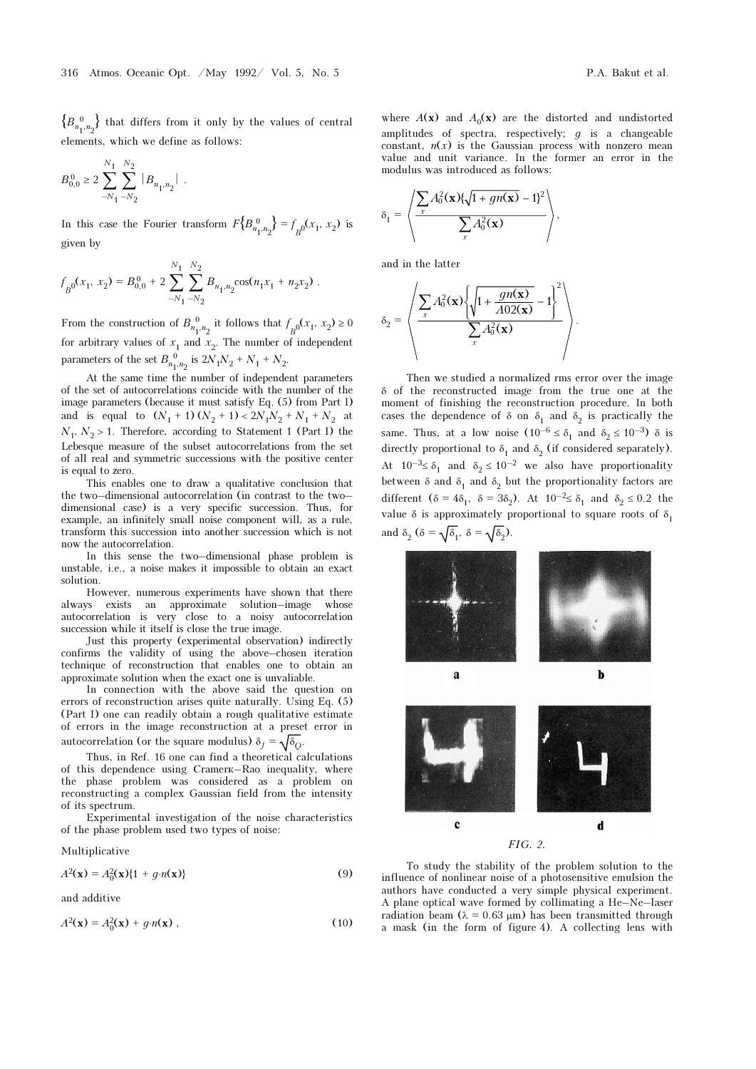$\{B^0_{n_1,n_2}\}$ that differs from it only by the values of central elements, which we define as follows:

$$B^0_{0,0} \geq 2 \sum_{-N_1}^{N_1} \sum_{-N_2}^{N_2} |B_{n_1,n_2}| \ .$$

In this case the Fourier transform $F\{B^0_{n_1,n_2}\} = f_{B^0}(x_1, x_2)$ is given by

$$f_{B^0}(x_1, x_2) = B^0_{0,0} + 2 \sum_{-N_1}^{N_1} \sum_{-N_2}^{N_2} B_{n_1,n_2} \cos(n_1 x_1 + n_2 x_2) \ .$$

From the construction of $B^0_{n_1,n_2}$ it follows that $f_{B^0}(x_1, x_2) \geq 0$ for arbitrary values of $x_1$ and $x_2$. The number of independent parameters of the set $B^0_{n_1,n_2}$ is $2N_1N_2 + N_1 + N_2$.

At the same time the number of independent parameters of the set of autocorrelations coincide with the number of the image parameters (because it must satisfy Eq. (5) from Part I) and is equal to $(N_1 + 1)(N_2 + 1) < 2N_1N_2 + N_1 + N_2$ at $N_1, N_2 > 1$. Therefore, according to Statement 1 (Part I) the Lebesque measure of the subset autocorrelations from the set of all real and symmetric successions with the positive center is equal to zero.

This enables one to draw a qualitative conclusion that the two–dimensional autocorrelation (in contrast to the two–dimensional case) is a very specific succession. Thus, for example, an infinitely small noise component will, as a rule, transform this succession into another succession which is not now the autocorrelation.

In this sense the two–dimensional phase problem is unstable, i.e., a noise makes it impossible to obtain an exact solution.

However, numerous experiments have shown that there always exists an approximate solution–image whose autocorrelation is very close to a noisy autocorrelation succession while it itself is close the true image.

Just this property (experimental observation) indirectly confirms the validity of using the above–chosen iteration technique of reconstruction that enables one to obtain an approximate solution when the exact one is unvaliable.

In connection with the above said the question on errors of reconstruction arises quite naturally. Using Eq. (5) (Part I) one can readily obtain a rough qualitative estimate of errors in the image reconstruction at a preset error in autocorrelation (or the square modulus) $\delta_J = \sqrt{\delta_Q}$.

Thus, in Ref. 16 one can find a theoretical calculations of this dependence using Cramerк–Rao inequality, where the phase problem was considered as a problem on reconstructing a complex Gaussian field from the intensity of its spectrum.

Experimental investigation of the noise characteristics of the phase problem used two types of noise:

Multiplicative

$$A^2(\mathbf{x}) = A_0^2(\mathbf{x})\{1 + g{\cdot}n(\mathbf{x})\} \tag{9}$$

and additive

$$A^2(\mathbf{x}) = A_0^2(\mathbf{x}) + g{\cdot}n(\mathbf{x}) \ , \tag{10}$$

where $A(\mathbf{x})$ and $A_0(\mathbf{x})$ are the distorted and undistorted amplitudes of spectra, respectively; $g$ is a changeable constant, $n(x)$ is the Gaussian process with nonzero mean value and unit variance. In the former an error in the modulus was introduced as follows:

$$\delta_1 = \left\langle \frac{\sum_x A_0^2(\mathbf{x})\{\sqrt{1 + gn(\mathbf{x})} - 1\}^2}{\sum_x A_0^2(\mathbf{x})} \right\rangle ,$$

and in the latter

$$\delta_2 = \left\langle \frac{\sum_x A_0^2(\mathbf{x})\left\{\sqrt{1 + \frac{gn(\mathbf{x})}{A02(\mathbf{x})}} - 1\right\}^2}{\sum_x A_0^2(\mathbf{x})} \right\rangle .$$

Then we studied a normalized rms error over the image $\delta$ of the reconstructed image from the true one at the moment of finishing the reconstruction procedure. In both cases the dependence of $\delta$ on $\delta_1$ and $\delta_2$ is practically the same. Thus, at a low noise ($10^{-6} \leq \delta_1$ and $\delta_2 \leq 10^{-3}$) $\delta$ is directly proportional to $\delta_1$ and $\delta_2$ (if considered separately). At $10^{-3} \leq \delta_1$ and $\delta_2 \leq 10^{-2}$ we also have proportionality between $\delta$ and $\delta_1$ and $\delta_2$ but the proportionality factors are different ($\delta = 4\delta_1$, $\delta = 3\delta_2$). At $10^{-2} \leq \delta_1$ and $\delta_2 \leq 0.2$ the value $\delta$ is approximately proportional to square roots of $\delta_1$ and $\delta_2$ ($\delta = \sqrt{\delta_1}$, $\delta = \sqrt{\delta_2}$).

a b

c d

*FIG. 2.*

To study the stability of the problem solution to the influence of nonlinear noise of a photosensitive emulsion the authors have conducted a very simple physical experiment. A plane optical wave formed by collimating a He–Ne–laser radiation beam ($\lambda = 0.63$ µm) has been transmitted through a mask (in the form of figure 4). A collecting lens with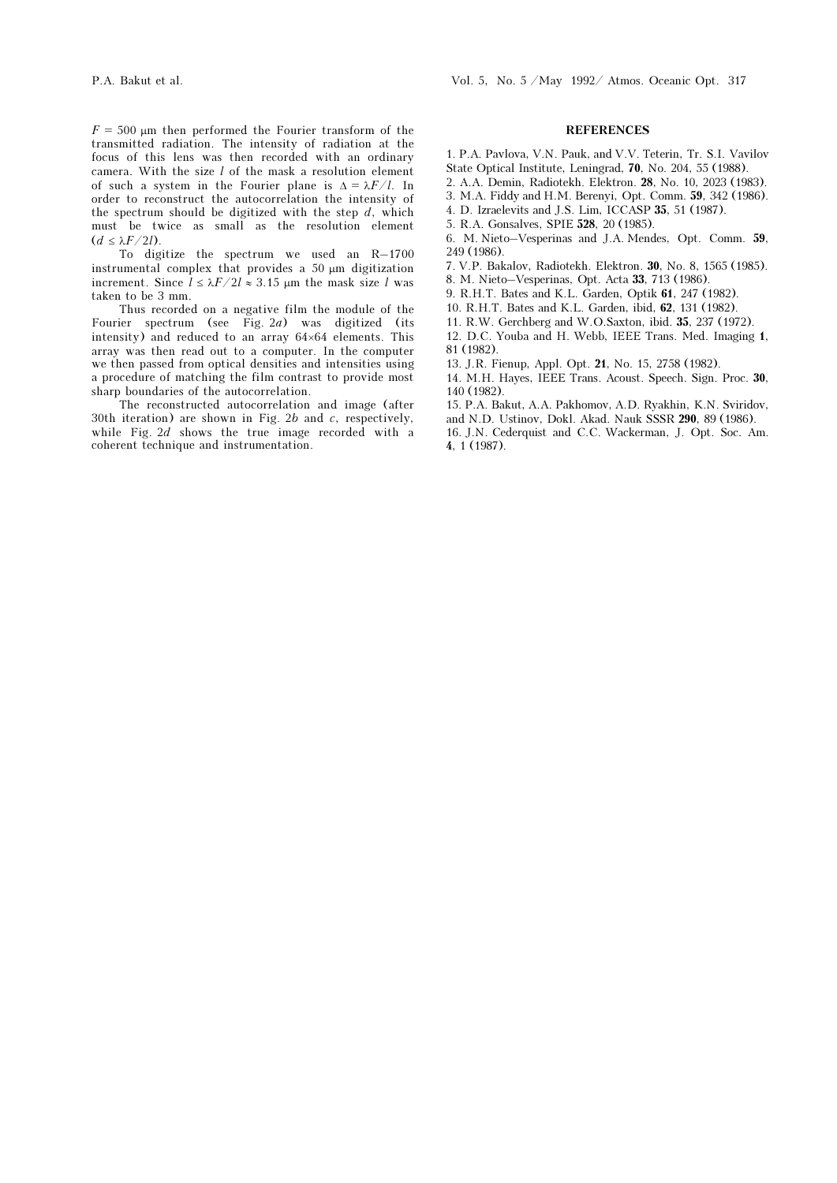$F = 500$ μm then performed the Fourier transform of the transmitted radiation. The intensity of radiation at the focus of this lens was then recorded with an ordinary camera. With the size $l$ of the mask a resolution element of such a system in the Fourier plane is $\Delta = \lambda F/l$. In order to reconstruct the autocorrelation the intensity of the spectrum should be digitized with the step $d$, which must be twice as small as the resolution element ($d \le \lambda F/2l$).

To digitize the spectrum we used an R–1700 instrumental complex that provides a 50 μm digitization increment. Since $l \le \lambda F/2l \approx 3.15$ μm the mask size $l$ was taken to be 3 mm.

Thus recorded on a negative film the module of the Fourier spectrum (see Fig. 2*a*) was digitized (its intensity) and reduced to an array 64×64 elements. This array was then read out to a computer. In the computer we then passed from optical densities and intensities using a procedure of matching the film contrast to provide most sharp boundaries of the autocorrelation.

The reconstructed autocorrelation and image (after 30th iteration) are shown in Fig. 2*b* and *c*, respectively, while Fig. 2*d* shows the true image recorded with a coherent technique and instrumentation.

## REFERENCES

1. P.A. Pavlova, V.N. Pauk, and V.V. Teterin, Tr. S.I. Vavilov State Optical Institute, Leningrad, **70**, No. 204, 55 (1988).
2. A.A. Demin, Radiotekh. Elektron. **28**, No. 10, 2023 (1983).
3. M.A. Fiddy and H.M. Berenyi, Opt. Comm. **59**, 342 (1986).
4. D. Izraelevits and J.S. Lim, ICCASP **35**, 51 (1987).
5. R.A. Gonsalves, SPIE **528**, 20 (1985).
6. M. Nieto–Vesperinas and J.A. Mendes, Opt. Comm. **59**, 249 (1986).
7. V.P. Bakalov, Radiotekh. Elektron. **30**, No. 8, 1565 (1985).
8. M. Nieto–Vesperinas, Opt. Acta **33**, 713 (1986).
9. R.H.T. Bates and K.L. Garden, Optik **61**, 247 (1982).
10. R.H.T. Bates and K.L. Garden, ibid, **62**, 131 (1982).
11. R.W. Gerchberg and W.O.Saxton, ibid. **35**, 237 (1972).
12. D.C. Youba and H. Webb, IEEE Trans. Med. Imaging **1**, 81 (1982).
13. J.R. Fienup, Appl. Opt. **21**, No. 15, 2758 (1982).
14. M.H. Hayes, IEEE Trans. Acoust. Speech. Sign. Proc. **30**, 140 (1982).
15. P.A. Bakut, A.A. Pakhomov, A.D. Ryakhin, K.N. Sviridov, and N.D. Ustinov, Dokl. Akad. Nauk SSSR **290**, 89 (1986).
16. J.N. Cederquist and C.C. Wackerman, J. Opt. Soc. Am. **4**, 1 (1987).